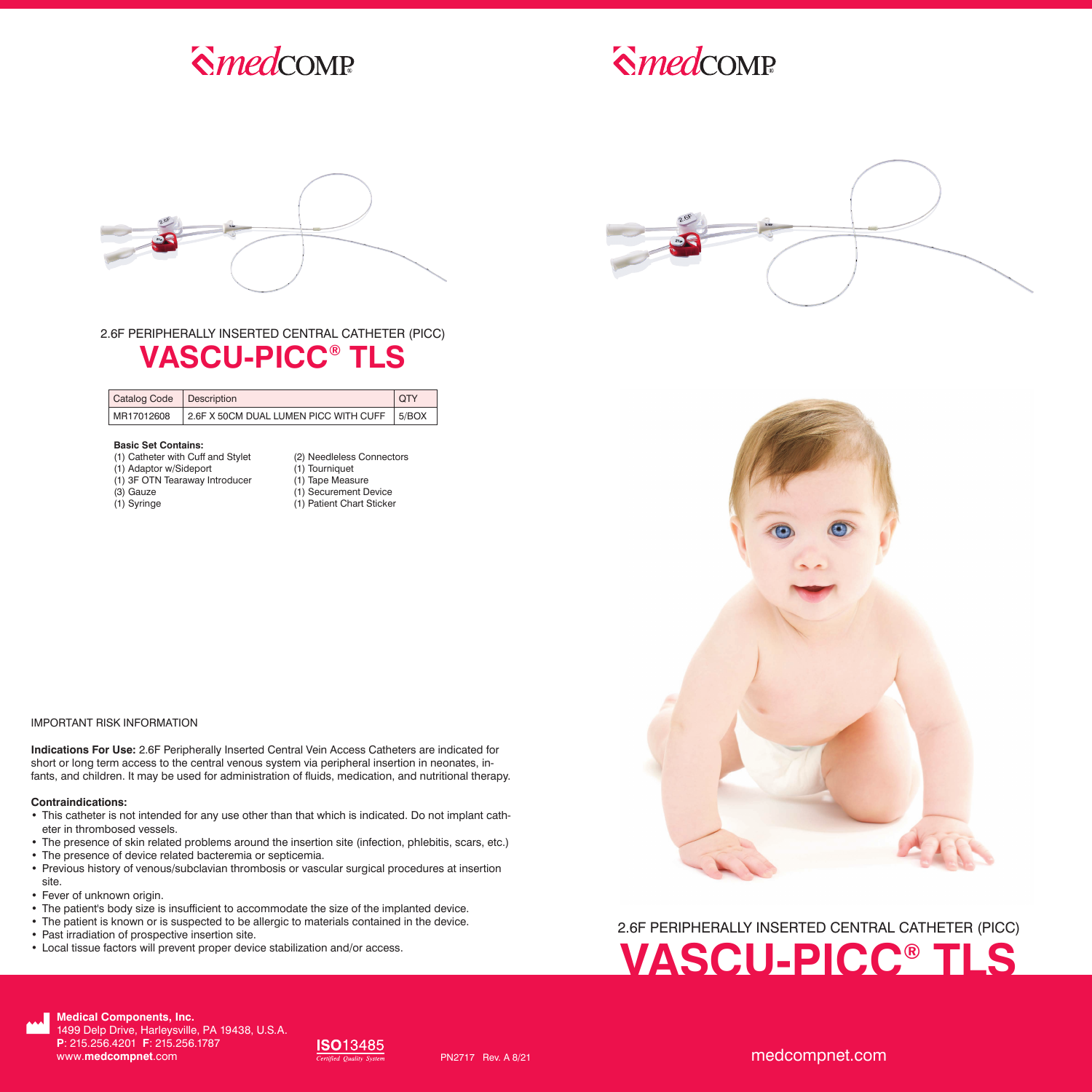medCOMP

medCOMP

2.6F PERIPHERALLY INSERTED CENTRAL CATHETER (PICC)

# VASCU-PICC® TLS

| Catalog Code | Description | QTY |
|---|---|---|
| MR17012608 | 2.6F X 50CM DUAL LUMEN PICC WITH CUFF | 5/BOX |

**Basic Set Contains:**

(1) Catheter with Cuff and Stylet
(1) Adaptor w/Sideport
(1) 3F OTN Tearaway Introducer
(3) Gauze
(1) Syringe
(2) Needleless Connectors
(1) Tourniquet
(1) Tape Measure
(1) Securement Device
(1) Patient Chart Sticker

IMPORTANT RISK INFORMATION

**Indications For Use:** 2.6F Peripherally Inserted Central Vein Access Catheters are indicated for short or long term access to the central venous system via peripheral insertion in neonates, infants, and children. It may be used for administration of fluids, medication, and nutritional therapy.

**Contraindications:**

- This catheter is not intended for any use other than that which is indicated. Do not implant catheter in thrombosed vessels.
- The presence of skin related problems around the insertion site (infection, phlebitis, scars, etc.)
- The presence of device related bacteremia or septicemia.
- Previous history of venous/subclavian thrombosis or vascular surgical procedures at insertion site.
- Fever of unknown origin.
- The patient's body size is insufficient to accommodate the size of the implanted device.
- The patient is known or is suspected to be allergic to materials contained in the device.
- Past irradiation of prospective insertion site.
- Local tissue factors will prevent proper device stabilization and/or access.

2.6F PERIPHERALLY INSERTED CENTRAL CATHETER (PICC)

# VASCU-PICC® TLS

**Medical Components, Inc.**
1499 Delp Drive, Harleysville, PA 19438, U.S.A.
**P**: 215.256.4201 **F**: 215.256.1787
www.**medcompnet**.com

**ISO**13485
*Certified Quality System*

PN2717 Rev. A 8/21

medcompnet.com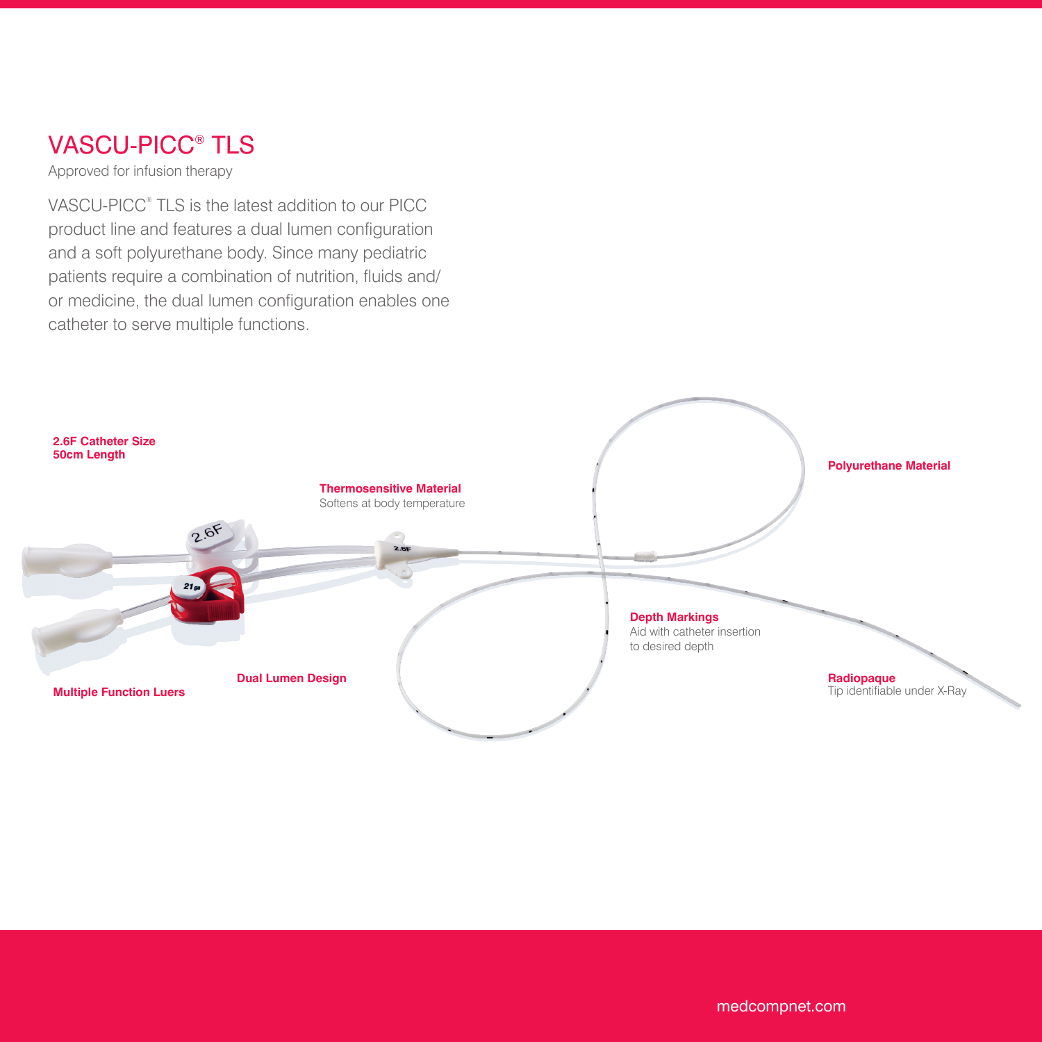# VASCU-PICC® TLS

Approved for infusion therapy

VASCU-PICC® TLS is the latest addition to our PICC product line and features a dual lumen configuration and a soft polyurethane body. Since many pediatric patients require a combination of nutrition, fluids and/or medicine, the dual lumen configuration enables one catheter to serve multiple functions.

**2.6F Catheter Size**
**50cm Length**

**Thermosensitive Material**
Softens at body temperature

**Polyurethane Material**

**Depth Markings**
Aid with catheter insertion to desired depth

**Dual Lumen Design**

**Multiple Function Luers**

**Radiopaque**
Tip identifiable under X-Ray

medcompnet.com